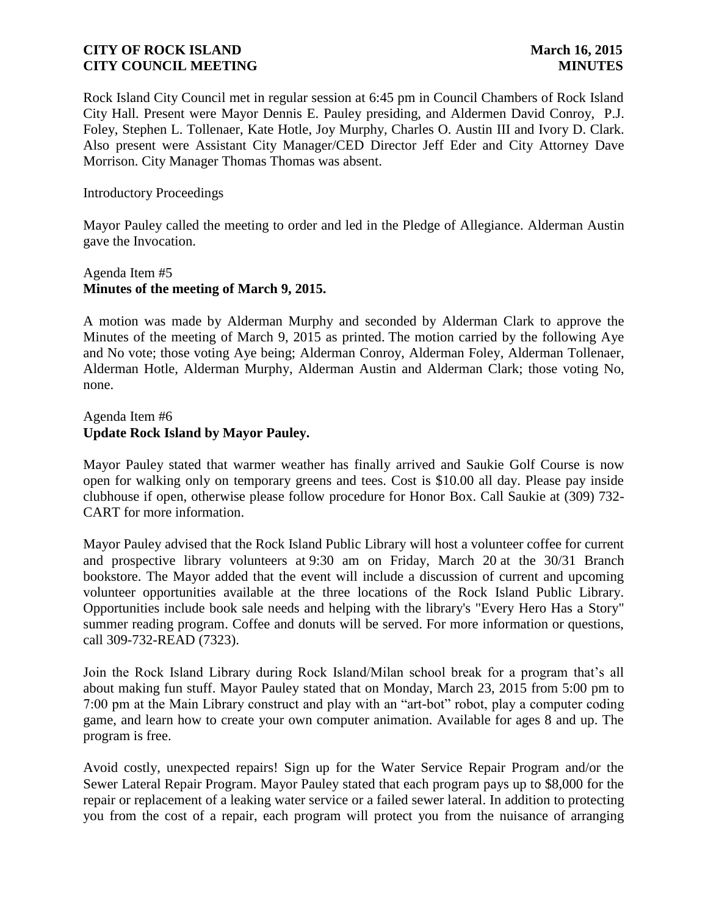**CITY OF ROCK ISLAND** **March 16, 2015**
**CITY COUNCIL MEETING** **MINUTES**

Rock Island City Council met in regular session at 6:45 pm in Council Chambers of Rock Island City Hall. Present were Mayor Dennis E. Pauley presiding, and Aldermen David Conroy, P.J. Foley, Stephen L. Tollenaer, Kate Hotle, Joy Murphy, Charles O. Austin III and Ivory D. Clark. Also present were Assistant City Manager/CED Director Jeff Eder and City Attorney Dave Morrison. City Manager Thomas Thomas was absent.

Introductory Proceedings

Mayor Pauley called the meeting to order and led in the Pledge of Allegiance. Alderman Austin gave the Invocation.

Agenda Item #5
**Minutes of the meeting of March 9, 2015.**

A motion was made by Alderman Murphy and seconded by Alderman Clark to approve the Minutes of the meeting of March 9, 2015 as printed. The motion carried by the following Aye and No vote; those voting Aye being; Alderman Conroy, Alderman Foley, Alderman Tollenaer, Alderman Hotle, Alderman Murphy, Alderman Austin and Alderman Clark; those voting No, none.

Agenda Item #6
**Update Rock Island by Mayor Pauley.**

Mayor Pauley stated that warmer weather has finally arrived and Saukie Golf Course is now open for walking only on temporary greens and tees. Cost is $10.00 all day. Please pay inside clubhouse if open, otherwise please follow procedure for Honor Box. Call Saukie at (309) 732-CART for more information.

Mayor Pauley advised that the Rock Island Public Library will host a volunteer coffee for current and prospective library volunteers at 9:30 am on Friday, March 20 at the 30/31 Branch bookstore. The Mayor added that the event will include a discussion of current and upcoming volunteer opportunities available at the three locations of the Rock Island Public Library. Opportunities include book sale needs and helping with the library's "Every Hero Has a Story" summer reading program. Coffee and donuts will be served. For more information or questions, call 309-732-READ (7323).

Join the Rock Island Library during Rock Island/Milan school break for a program that's all about making fun stuff. Mayor Pauley stated that on Monday, March 23, 2015 from 5:00 pm to 7:00 pm at the Main Library construct and play with an "art-bot" robot, play a computer coding game, and learn how to create your own computer animation. Available for ages 8 and up. The program is free.

Avoid costly, unexpected repairs! Sign up for the Water Service Repair Program and/or the Sewer Lateral Repair Program. Mayor Pauley stated that each program pays up to $8,000 for the repair or replacement of a leaking water service or a failed sewer lateral. In addition to protecting you from the cost of a repair, each program will protect you from the nuisance of arranging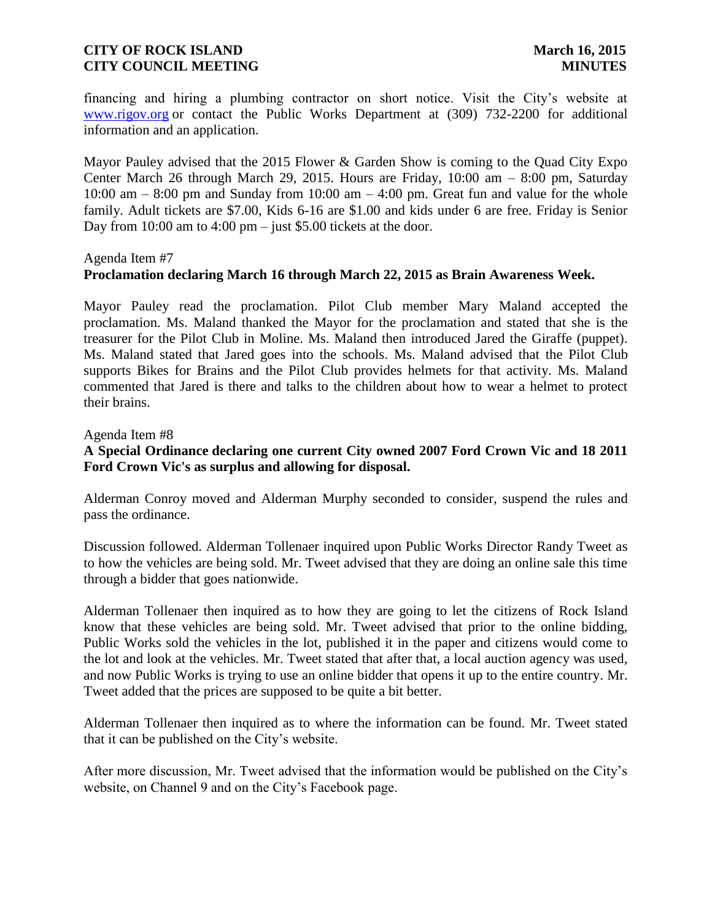financing and hiring a plumbing contractor on short notice. Visit the City's website at www.rigov.org or contact the Public Works Department at (309) 732-2200 for additional information and an application.

Mayor Pauley advised that the 2015 Flower & Garden Show is coming to the Quad City Expo Center March 26 through March 29, 2015. Hours are Friday, 10:00 am – 8:00 pm, Saturday 10:00 am – 8:00 pm and Sunday from 10:00 am – 4:00 pm. Great fun and value for the whole family. Adult tickets are $7.00, Kids 6-16 are $1.00 and kids under 6 are free. Friday is Senior Day from 10:00 am to 4:00 pm – just $5.00 tickets at the door.

Agenda Item #7

**Proclamation declaring March 16 through March 22, 2015 as Brain Awareness Week.**

Mayor Pauley read the proclamation. Pilot Club member Mary Maland accepted the proclamation. Ms. Maland thanked the Mayor for the proclamation and stated that she is the treasurer for the Pilot Club in Moline. Ms. Maland then introduced Jared the Giraffe (puppet). Ms. Maland stated that Jared goes into the schools. Ms. Maland advised that the Pilot Club supports Bikes for Brains and the Pilot Club provides helmets for that activity. Ms. Maland commented that Jared is there and talks to the children about how to wear a helmet to protect their brains.

Agenda Item #8

**A Special Ordinance declaring one current City owned 2007 Ford Crown Vic and 18 2011 Ford Crown Vic's as surplus and allowing for disposal.**

Alderman Conroy moved and Alderman Murphy seconded to consider, suspend the rules and pass the ordinance.

Discussion followed. Alderman Tollenaer inquired upon Public Works Director Randy Tweet as to how the vehicles are being sold. Mr. Tweet advised that they are doing an online sale this time through a bidder that goes nationwide.

Alderman Tollenaer then inquired as to how they are going to let the citizens of Rock Island know that these vehicles are being sold. Mr. Tweet advised that prior to the online bidding, Public Works sold the vehicles in the lot, published it in the paper and citizens would come to the lot and look at the vehicles. Mr. Tweet stated that after that, a local auction agency was used, and now Public Works is trying to use an online bidder that opens it up to the entire country. Mr. Tweet added that the prices are supposed to be quite a bit better.

Alderman Tollenaer then inquired as to where the information can be found. Mr. Tweet stated that it can be published on the City's website.

After more discussion, Mr. Tweet advised that the information would be published on the City's website, on Channel 9 and on the City's Facebook page.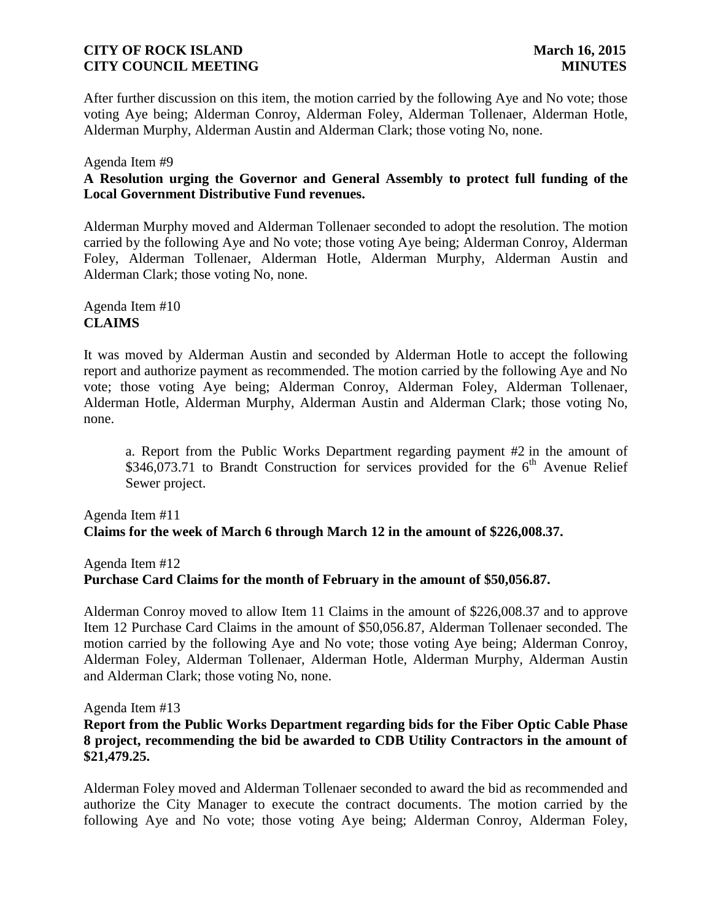After further discussion on this item, the motion carried by the following Aye and No vote; those voting Aye being; Alderman Conroy, Alderman Foley, Alderman Tollenaer, Alderman Hotle, Alderman Murphy, Alderman Austin and Alderman Clark; those voting No, none.

Agenda Item #9

**A Resolution urging the Governor and General Assembly to protect full funding of the Local Government Distributive Fund revenues.**

Alderman Murphy moved and Alderman Tollenaer seconded to adopt the resolution. The motion carried by the following Aye and No vote; those voting Aye being; Alderman Conroy, Alderman Foley, Alderman Tollenaer, Alderman Hotle, Alderman Murphy, Alderman Austin and Alderman Clark; those voting No, none.

Agenda Item #10

**CLAIMS**

It was moved by Alderman Austin and seconded by Alderman Hotle to accept the following report and authorize payment as recommended. The motion carried by the following Aye and No vote; those voting Aye being; Alderman Conroy, Alderman Foley, Alderman Tollenaer, Alderman Hotle, Alderman Murphy, Alderman Austin and Alderman Clark; those voting No, none.

a. Report from the Public Works Department regarding payment #2 in the amount of $346,073.71 to Brandt Construction for services provided for the 6th Avenue Relief Sewer project.

Agenda Item #11

**Claims for the week of March 6 through March 12 in the amount of $226,008.37.**

Agenda Item #12

**Purchase Card Claims for the month of February in the amount of $50,056.87.**

Alderman Conroy moved to allow Item 11 Claims in the amount of $226,008.37 and to approve Item 12 Purchase Card Claims in the amount of $50,056.87, Alderman Tollenaer seconded. The motion carried by the following Aye and No vote; those voting Aye being; Alderman Conroy, Alderman Foley, Alderman Tollenaer, Alderman Hotle, Alderman Murphy, Alderman Austin and Alderman Clark; those voting No, none.

Agenda Item #13

**Report from the Public Works Department regarding bids for the Fiber Optic Cable Phase 8 project, recommending the bid be awarded to CDB Utility Contractors in the amount of $21,479.25.**

Alderman Foley moved and Alderman Tollenaer seconded to award the bid as recommended and authorize the City Manager to execute the contract documents. The motion carried by the following Aye and No vote; those voting Aye being; Alderman Conroy, Alderman Foley,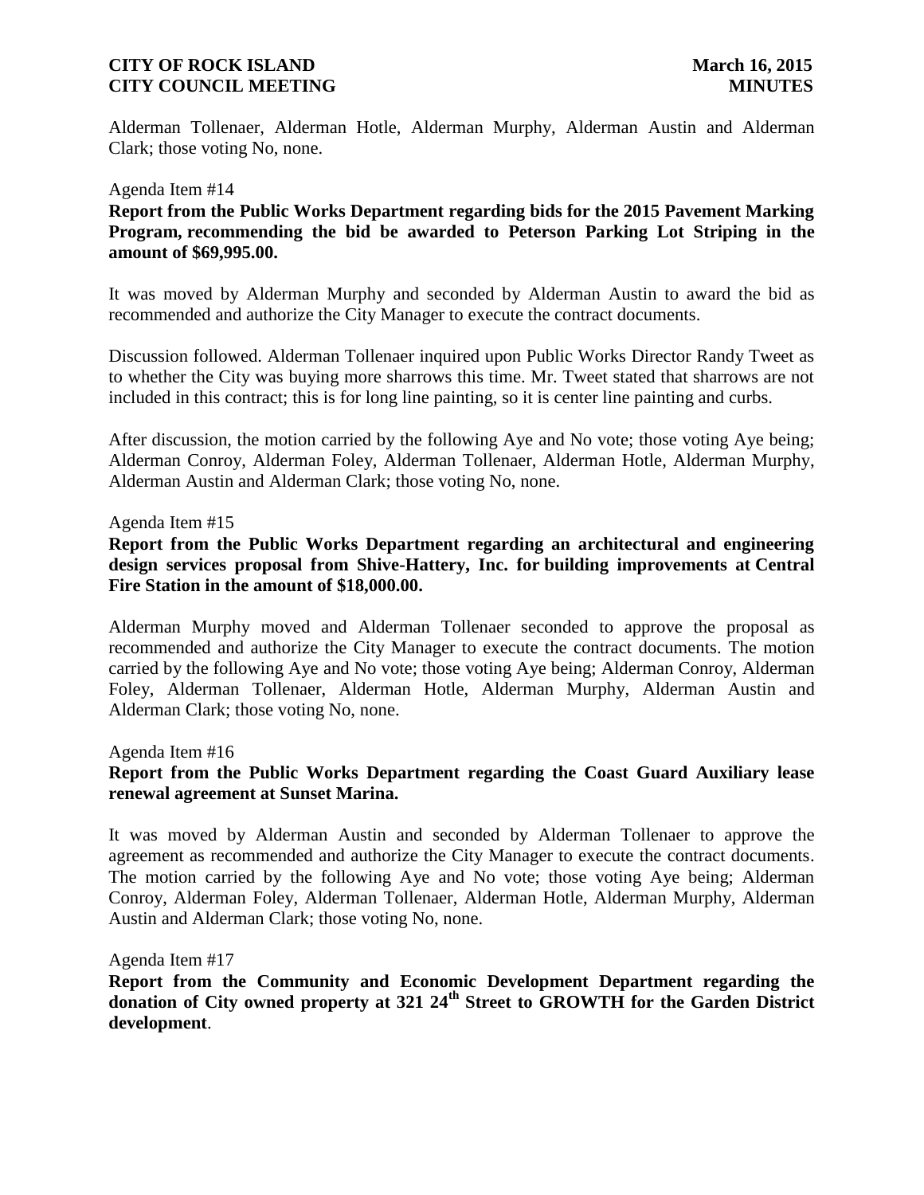Alderman Tollenaer, Alderman Hotle, Alderman Murphy, Alderman Austin and Alderman Clark; those voting No, none.

Agenda Item #14

**Report from the Public Works Department regarding bids for the 2015 Pavement Marking Program, recommending the bid be awarded to Peterson Parking Lot Striping in the amount of $69,995.00.**

It was moved by Alderman Murphy and seconded by Alderman Austin to award the bid as recommended and authorize the City Manager to execute the contract documents.

Discussion followed. Alderman Tollenaer inquired upon Public Works Director Randy Tweet as to whether the City was buying more sharrows this time. Mr. Tweet stated that sharrows are not included in this contract; this is for long line painting, so it is center line painting and curbs.

After discussion, the motion carried by the following Aye and No vote; those voting Aye being; Alderman Conroy, Alderman Foley, Alderman Tollenaer, Alderman Hotle, Alderman Murphy, Alderman Austin and Alderman Clark; those voting No, none.

Agenda Item #15

**Report from the Public Works Department regarding an architectural and engineering design services proposal from Shive-Hattery, Inc. for building improvements at Central Fire Station in the amount of $18,000.00.**

Alderman Murphy moved and Alderman Tollenaer seconded to approve the proposal as recommended and authorize the City Manager to execute the contract documents. The motion carried by the following Aye and No vote; those voting Aye being; Alderman Conroy, Alderman Foley, Alderman Tollenaer, Alderman Hotle, Alderman Murphy, Alderman Austin and Alderman Clark; those voting No, none.

Agenda Item #16

**Report from the Public Works Department regarding the Coast Guard Auxiliary lease renewal agreement at Sunset Marina.**

It was moved by Alderman Austin and seconded by Alderman Tollenaer to approve the agreement as recommended and authorize the City Manager to execute the contract documents. The motion carried by the following Aye and No vote; those voting Aye being; Alderman Conroy, Alderman Foley, Alderman Tollenaer, Alderman Hotle, Alderman Murphy, Alderman Austin and Alderman Clark; those voting No, none.

Agenda Item #17

**Report from the Community and Economic Development Department regarding the donation of City owned property at 321 24th Street to GROWTH for the Garden District development**.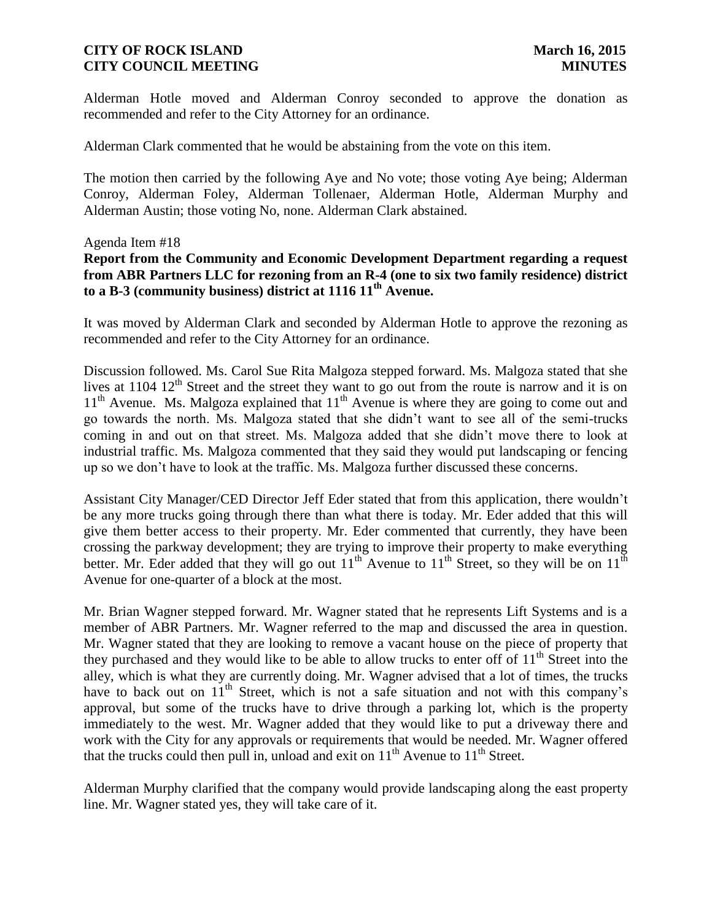Alderman Hotle moved and Alderman Conroy seconded to approve the donation as recommended and refer to the City Attorney for an ordinance.

Alderman Clark commented that he would be abstaining from the vote on this item.

The motion then carried by the following Aye and No vote; those voting Aye being; Alderman Conroy, Alderman Foley, Alderman Tollenaer, Alderman Hotle, Alderman Murphy and Alderman Austin; those voting No, none. Alderman Clark abstained.

Agenda Item #18

**Report from the Community and Economic Development Department regarding a request from ABR Partners LLC for rezoning from an R-4 (one to six two family residence) district to a B-3 (community business) district at 1116 11th Avenue.**

It was moved by Alderman Clark and seconded by Alderman Hotle to approve the rezoning as recommended and refer to the City Attorney for an ordinance.

Discussion followed. Ms. Carol Sue Rita Malgoza stepped forward. Ms. Malgoza stated that she lives at 1104 12th Street and the street they want to go out from the route is narrow and it is on 11th Avenue. Ms. Malgoza explained that 11th Avenue is where they are going to come out and go towards the north. Ms. Malgoza stated that she didn't want to see all of the semi-trucks coming in and out on that street. Ms. Malgoza added that she didn't move there to look at industrial traffic. Ms. Malgoza commented that they said they would put landscaping or fencing up so we don't have to look at the traffic. Ms. Malgoza further discussed these concerns.

Assistant City Manager/CED Director Jeff Eder stated that from this application, there wouldn't be any more trucks going through there than what there is today. Mr. Eder added that this will give them better access to their property. Mr. Eder commented that currently, they have been crossing the parkway development; they are trying to improve their property to make everything better. Mr. Eder added that they will go out 11th Avenue to 11th Street, so they will be on 11th Avenue for one-quarter of a block at the most.

Mr. Brian Wagner stepped forward. Mr. Wagner stated that he represents Lift Systems and is a member of ABR Partners. Mr. Wagner referred to the map and discussed the area in question. Mr. Wagner stated that they are looking to remove a vacant house on the piece of property that they purchased and they would like to be able to allow trucks to enter off of 11th Street into the alley, which is what they are currently doing. Mr. Wagner advised that a lot of times, the trucks have to back out on 11th Street, which is not a safe situation and not with this company's approval, but some of the trucks have to drive through a parking lot, which is the property immediately to the west. Mr. Wagner added that they would like to put a driveway there and work with the City for any approvals or requirements that would be needed. Mr. Wagner offered that the trucks could then pull in, unload and exit on 11th Avenue to 11th Street.

Alderman Murphy clarified that the company would provide landscaping along the east property line. Mr. Wagner stated yes, they will take care of it.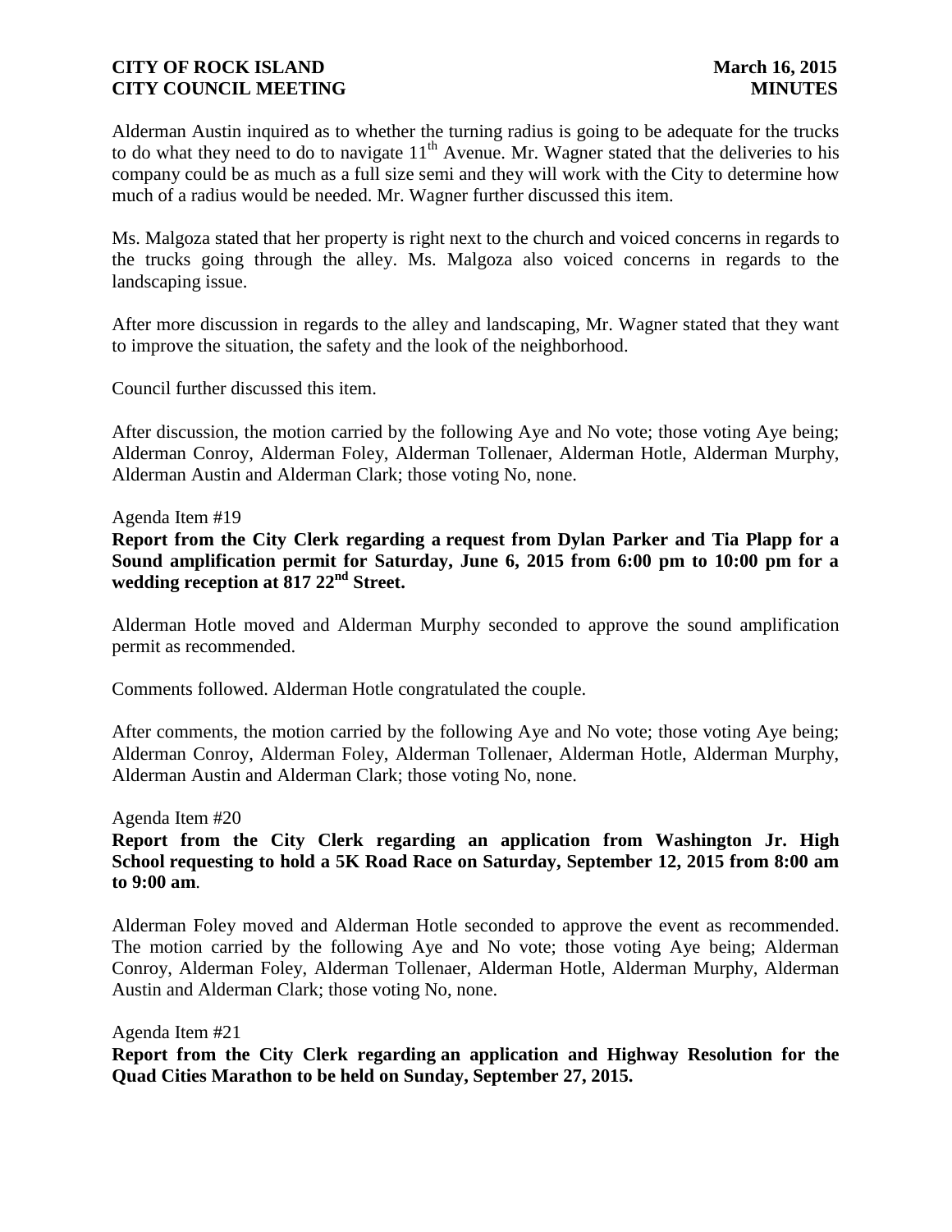Alderman Austin inquired as to whether the turning radius is going to be adequate for the trucks to do what they need to do to navigate 11th Avenue. Mr. Wagner stated that the deliveries to his company could be as much as a full size semi and they will work with the City to determine how much of a radius would be needed. Mr. Wagner further discussed this item.

Ms. Malgoza stated that her property is right next to the church and voiced concerns in regards to the trucks going through the alley. Ms. Malgoza also voiced concerns in regards to the landscaping issue.

After more discussion in regards to the alley and landscaping, Mr. Wagner stated that they want to improve the situation, the safety and the look of the neighborhood.

Council further discussed this item.

After discussion, the motion carried by the following Aye and No vote; those voting Aye being; Alderman Conroy, Alderman Foley, Alderman Tollenaer, Alderman Hotle, Alderman Murphy, Alderman Austin and Alderman Clark; those voting No, none.

Agenda Item #19

**Report from the City Clerk regarding a request from Dylan Parker and Tia Plapp for a Sound amplification permit for Saturday, June 6, 2015 from 6:00 pm to 10:00 pm for a wedding reception at 817 22nd Street.**

Alderman Hotle moved and Alderman Murphy seconded to approve the sound amplification permit as recommended.

Comments followed. Alderman Hotle congratulated the couple.

After comments, the motion carried by the following Aye and No vote; those voting Aye being; Alderman Conroy, Alderman Foley, Alderman Tollenaer, Alderman Hotle, Alderman Murphy, Alderman Austin and Alderman Clark; those voting No, none.

Agenda Item #20

**Report from the City Clerk regarding an application from Washington Jr. High School requesting to hold a 5K Road Race on Saturday, September 12, 2015 from 8:00 am to 9:00 am.**

Alderman Foley moved and Alderman Hotle seconded to approve the event as recommended. The motion carried by the following Aye and No vote; those voting Aye being; Alderman Conroy, Alderman Foley, Alderman Tollenaer, Alderman Hotle, Alderman Murphy, Alderman Austin and Alderman Clark; those voting No, none.

Agenda Item #21

**Report from the City Clerk regarding an application and Highway Resolution for the Quad Cities Marathon to be held on Sunday, September 27, 2015.**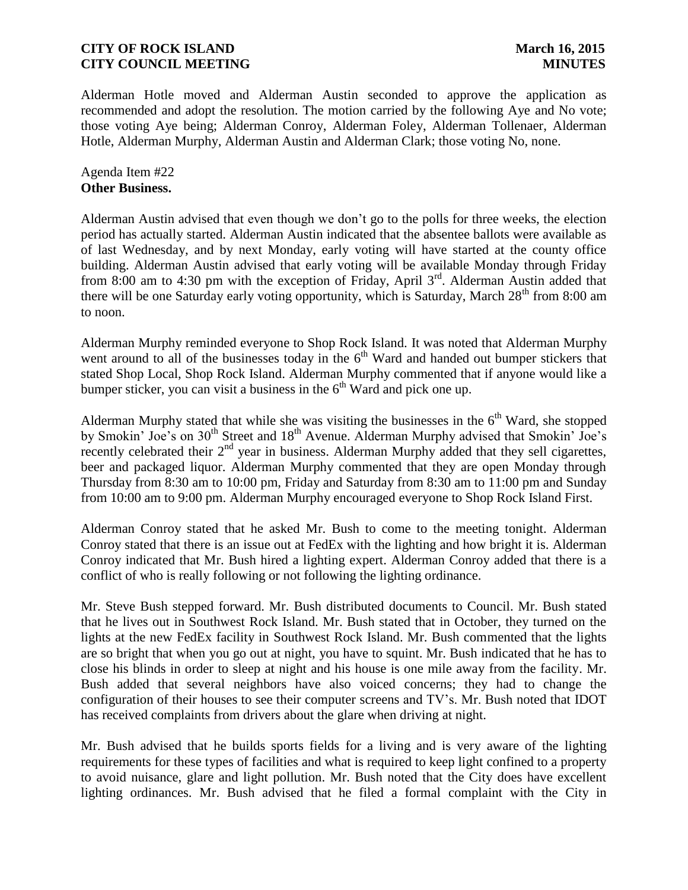Alderman Hotle moved and Alderman Austin seconded to approve the application as recommended and adopt the resolution. The motion carried by the following Aye and No vote; those voting Aye being; Alderman Conroy, Alderman Foley, Alderman Tollenaer, Alderman Hotle, Alderman Murphy, Alderman Austin and Alderman Clark; those voting No, none.

Agenda Item #22
**Other Business.**

Alderman Austin advised that even though we don't go to the polls for three weeks, the election period has actually started. Alderman Austin indicated that the absentee ballots were available as of last Wednesday, and by next Monday, early voting will have started at the county office building. Alderman Austin advised that early voting will be available Monday through Friday from 8:00 am to 4:30 pm with the exception of Friday, April 3rd. Alderman Austin added that there will be one Saturday early voting opportunity, which is Saturday, March 28th from 8:00 am to noon.

Alderman Murphy reminded everyone to Shop Rock Island. It was noted that Alderman Murphy went around to all of the businesses today in the 6th Ward and handed out bumper stickers that stated Shop Local, Shop Rock Island. Alderman Murphy commented that if anyone would like a bumper sticker, you can visit a business in the 6th Ward and pick one up.

Alderman Murphy stated that while she was visiting the businesses in the 6th Ward, she stopped by Smokin' Joe's on 30th Street and 18th Avenue. Alderman Murphy advised that Smokin' Joe's recently celebrated their 2nd year in business. Alderman Murphy added that they sell cigarettes, beer and packaged liquor. Alderman Murphy commented that they are open Monday through Thursday from 8:30 am to 10:00 pm, Friday and Saturday from 8:30 am to 11:00 pm and Sunday from 10:00 am to 9:00 pm. Alderman Murphy encouraged everyone to Shop Rock Island First.

Alderman Conroy stated that he asked Mr. Bush to come to the meeting tonight. Alderman Conroy stated that there is an issue out at FedEx with the lighting and how bright it is. Alderman Conroy indicated that Mr. Bush hired a lighting expert. Alderman Conroy added that there is a conflict of who is really following or not following the lighting ordinance.

Mr. Steve Bush stepped forward. Mr. Bush distributed documents to Council. Mr. Bush stated that he lives out in Southwest Rock Island. Mr. Bush stated that in October, they turned on the lights at the new FedEx facility in Southwest Rock Island. Mr. Bush commented that the lights are so bright that when you go out at night, you have to squint. Mr. Bush indicated that he has to close his blinds in order to sleep at night and his house is one mile away from the facility. Mr. Bush added that several neighbors have also voiced concerns; they had to change the configuration of their houses to see their computer screens and TV's. Mr. Bush noted that IDOT has received complaints from drivers about the glare when driving at night.

Mr. Bush advised that he builds sports fields for a living and is very aware of the lighting requirements for these types of facilities and what is required to keep light confined to a property to avoid nuisance, glare and light pollution. Mr. Bush noted that the City does have excellent lighting ordinances. Mr. Bush advised that he filed a formal complaint with the City in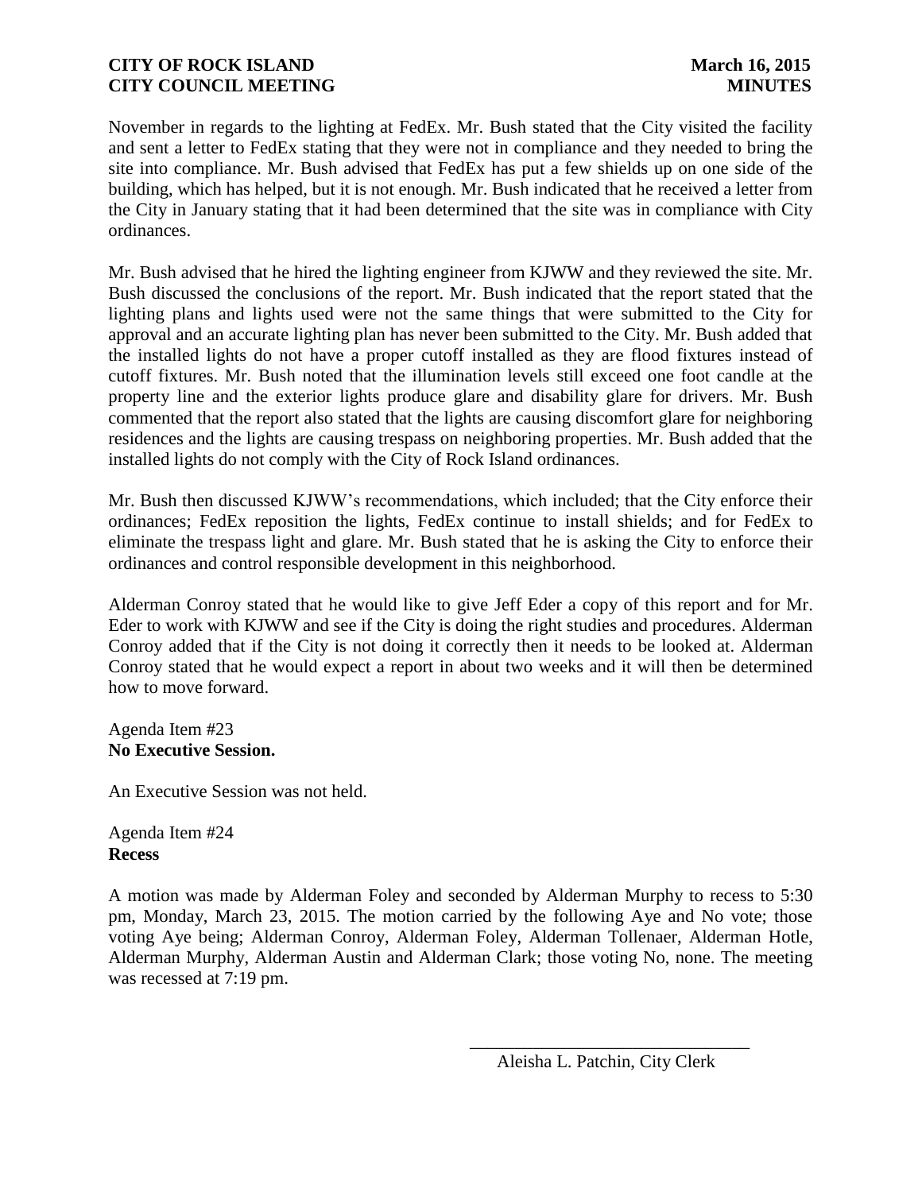November in regards to the lighting at FedEx. Mr. Bush stated that the City visited the facility and sent a letter to FedEx stating that they were not in compliance and they needed to bring the site into compliance. Mr. Bush advised that FedEx has put a few shields up on one side of the building, which has helped, but it is not enough. Mr. Bush indicated that he received a letter from the City in January stating that it had been determined that the site was in compliance with City ordinances.

Mr. Bush advised that he hired the lighting engineer from KJWW and they reviewed the site. Mr. Bush discussed the conclusions of the report. Mr. Bush indicated that the report stated that the lighting plans and lights used were not the same things that were submitted to the City for approval and an accurate lighting plan has never been submitted to the City. Mr. Bush added that the installed lights do not have a proper cutoff installed as they are flood fixtures instead of cutoff fixtures. Mr. Bush noted that the illumination levels still exceed one foot candle at the property line and the exterior lights produce glare and disability glare for drivers. Mr. Bush commented that the report also stated that the lights are causing discomfort glare for neighboring residences and the lights are causing trespass on neighboring properties. Mr. Bush added that the installed lights do not comply with the City of Rock Island ordinances.

Mr. Bush then discussed KJWW's recommendations, which included; that the City enforce their ordinances; FedEx reposition the lights, FedEx continue to install shields; and for FedEx to eliminate the trespass light and glare. Mr. Bush stated that he is asking the City to enforce their ordinances and control responsible development in this neighborhood.

Alderman Conroy stated that he would like to give Jeff Eder a copy of this report and for Mr. Eder to work with KJWW and see if the City is doing the right studies and procedures. Alderman Conroy added that if the City is not doing it correctly then it needs to be looked at. Alderman Conroy stated that he would expect a report in about two weeks and it will then be determined how to move forward.

Agenda Item #23
**No Executive Session.**

An Executive Session was not held.

Agenda Item #24
**Recess**

A motion was made by Alderman Foley and seconded by Alderman Murphy to recess to 5:30 pm, Monday, March 23, 2015. The motion carried by the following Aye and No vote; those voting Aye being; Alderman Conroy, Alderman Foley, Alderman Tollenaer, Alderman Hotle, Alderman Murphy, Alderman Austin and Alderman Clark; those voting No, none. The meeting was recessed at 7:19 pm.

\_\_\_\_\_\_\_\_\_\_\_\_\_\_\_\_\_\_\_\_\_\_\_\_\_\_\_\_\_\_\_\_

Aleisha L. Patchin, City Clerk